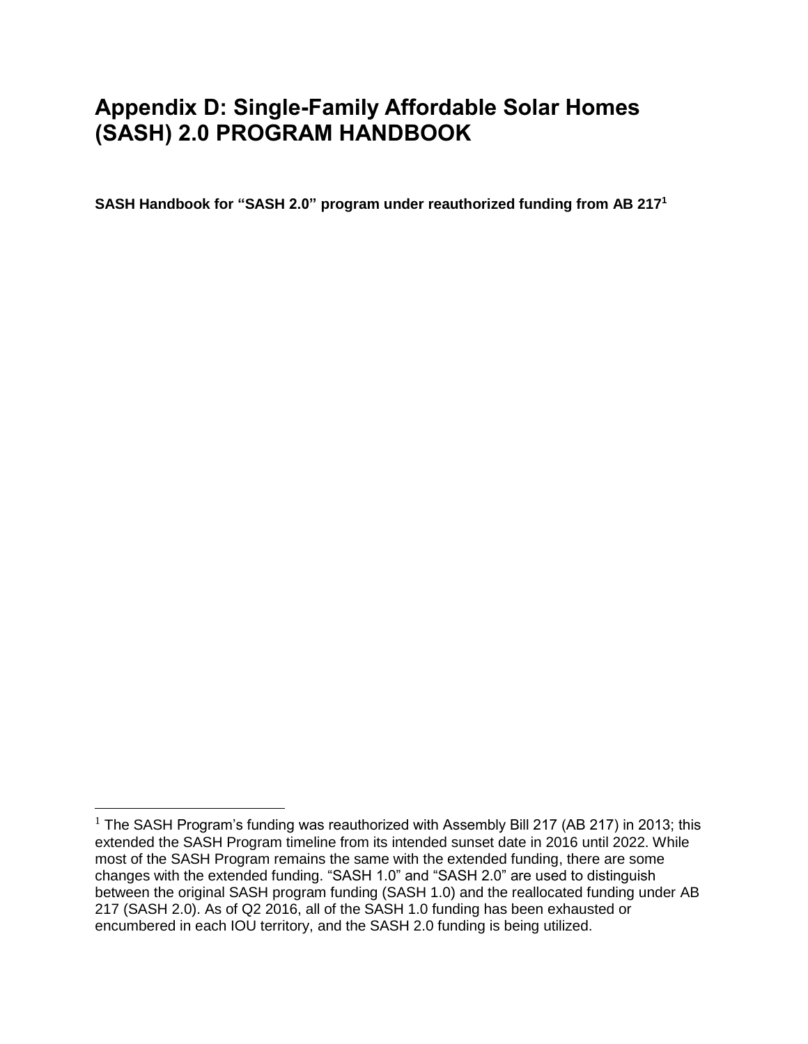# Appendix D: Single-Family Affordable Solar Homes (SASH) 2.0 PROGRAM HANDBOOK

**SASH Handbook for "SASH 2.0" program under reauthorized funding from AB 217[1]**

[1] The SASH Program's funding was reauthorized with Assembly Bill 217 (AB 217) in 2013; this extended the SASH Program timeline from its intended sunset date in 2016 until 2022. While most of the SASH Program remains the same with the extended funding, there are some changes with the extended funding. "SASH 1.0" and "SASH 2.0" are used to distinguish between the original SASH program funding (SASH 1.0) and the reallocated funding under AB 217 (SASH 2.0). As of Q2 2016, all of the SASH 1.0 funding has been exhausted or encumbered in each IOU territory, and the SASH 2.0 funding is being utilized.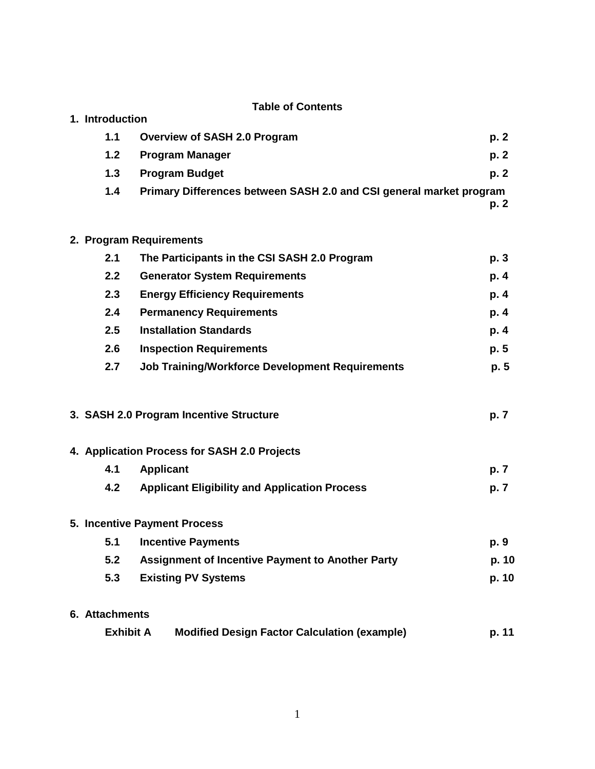## Table of Contents

**1. Introduction**

| | | |
|---|---|---|
| **1.1** | **Overview of SASH 2.0 Program** | **p. 2** |
| **1.2** | **Program Manager** | **p. 2** |
| **1.3** | **Program Budget** | **p. 2** |
| **1.4** | **Primary Differences between SASH 2.0 and CSI general market program** | **p. 2** |

**2. Program Requirements**

| | | |
|---|---|---|
| **2.1** | **The Participants in the CSI SASH 2.0 Program** | **p. 3** |
| **2.2** | **Generator System Requirements** | **p. 4** |
| **2.3** | **Energy Efficiency Requirements** | **p. 4** |
| **2.4** | **Permanency Requirements** | **p. 4** |
| **2.5** | **Installation Standards** | **p. 4** |
| **2.6** | **Inspection Requirements** | **p. 5** |
| **2.7** | **Job Training/Workforce Development Requirements** | **p. 5** |

**3. SASH 2.0 Program Incentive Structure** **p. 7**

**4. Application Process for SASH 2.0 Projects**

| | | |
|---|---|---|
| **4.1** | **Applicant** | **p. 7** |
| **4.2** | **Applicant Eligibility and Application Process** | **p. 7** |

**5. Incentive Payment Process**

| | | |
|---|---|---|
| **5.1** | **Incentive Payments** | **p. 9** |
| **5.2** | **Assignment of Incentive Payment to Another Party** | **p. 10** |
| **5.3** | **Existing PV Systems** | **p. 10** |

**6. Attachments**

| | | |
|---|---|---|
| **Exhibit A** | **Modified Design Factor Calculation (example)** | **p. 11** |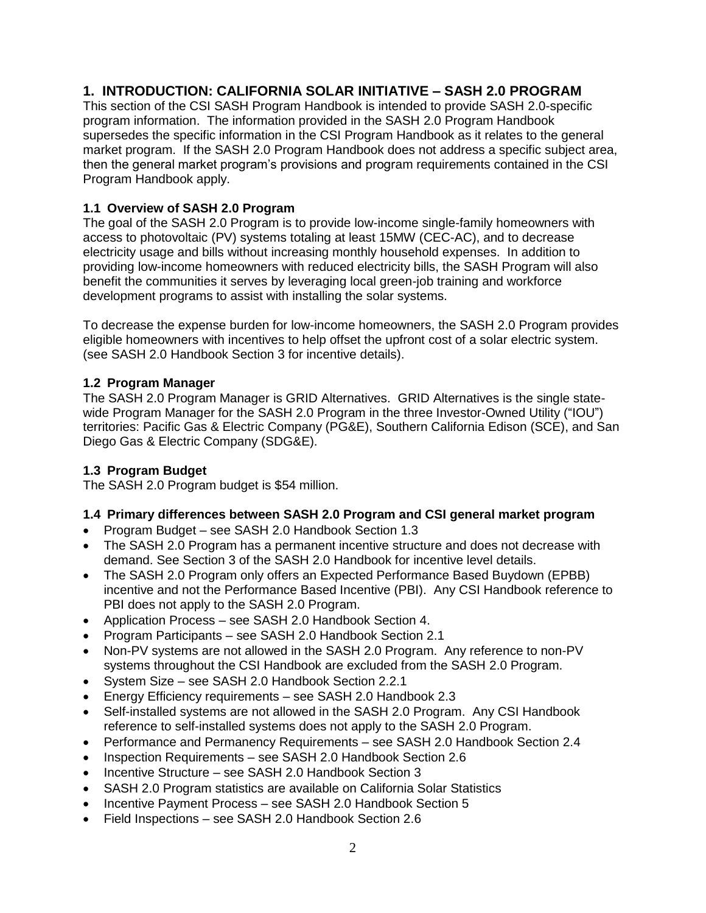## 1. INTRODUCTION: CALIFORNIA SOLAR INITIATIVE – SASH 2.0 PROGRAM

This section of the CSI SASH Program Handbook is intended to provide SASH 2.0-specific program information. The information provided in the SASH 2.0 Program Handbook supersedes the specific information in the CSI Program Handbook as it relates to the general market program. If the SASH 2.0 Program Handbook does not address a specific subject area, then the general market program's provisions and program requirements contained in the CSI Program Handbook apply.

### 1.1 Overview of SASH 2.0 Program

The goal of the SASH 2.0 Program is to provide low-income single-family homeowners with access to photovoltaic (PV) systems totaling at least 15MW (CEC-AC), and to decrease electricity usage and bills without increasing monthly household expenses. In addition to providing low-income homeowners with reduced electricity bills, the SASH Program will also benefit the communities it serves by leveraging local green-job training and workforce development programs to assist with installing the solar systems.

To decrease the expense burden for low-income homeowners, the SASH 2.0 Program provides eligible homeowners with incentives to help offset the upfront cost of a solar electric system. (see SASH 2.0 Handbook Section 3 for incentive details).

### 1.2 Program Manager

The SASH 2.0 Program Manager is GRID Alternatives. GRID Alternatives is the single state-wide Program Manager for the SASH 2.0 Program in the three Investor-Owned Utility ("IOU") territories: Pacific Gas & Electric Company (PG&E), Southern California Edison (SCE), and San Diego Gas & Electric Company (SDG&E).

### 1.3 Program Budget

The SASH 2.0 Program budget is $54 million.

### 1.4 Primary differences between SASH 2.0 Program and CSI general market program

- Program Budget – see SASH 2.0 Handbook Section 1.3
- The SASH 2.0 Program has a permanent incentive structure and does not decrease with demand. See Section 3 of the SASH 2.0 Handbook for incentive level details.
- The SASH 2.0 Program only offers an Expected Performance Based Buydown (EPBB) incentive and not the Performance Based Incentive (PBI). Any CSI Handbook reference to PBI does not apply to the SASH 2.0 Program.
- Application Process – see SASH 2.0 Handbook Section 4.
- Program Participants – see SASH 2.0 Handbook Section 2.1
- Non-PV systems are not allowed in the SASH 2.0 Program. Any reference to non-PV systems throughout the CSI Handbook are excluded from the SASH 2.0 Program.
- System Size – see SASH 2.0 Handbook Section 2.2.1
- Energy Efficiency requirements – see SASH 2.0 Handbook 2.3
- Self-installed systems are not allowed in the SASH 2.0 Program. Any CSI Handbook reference to self-installed systems does not apply to the SASH 2.0 Program.
- Performance and Permanency Requirements – see SASH 2.0 Handbook Section 2.4
- Inspection Requirements – see SASH 2.0 Handbook Section 2.6
- Incentive Structure – see SASH 2.0 Handbook Section 3
- SASH 2.0 Program statistics are available on California Solar Statistics
- Incentive Payment Process – see SASH 2.0 Handbook Section 5
- Field Inspections – see SASH 2.0 Handbook Section 2.6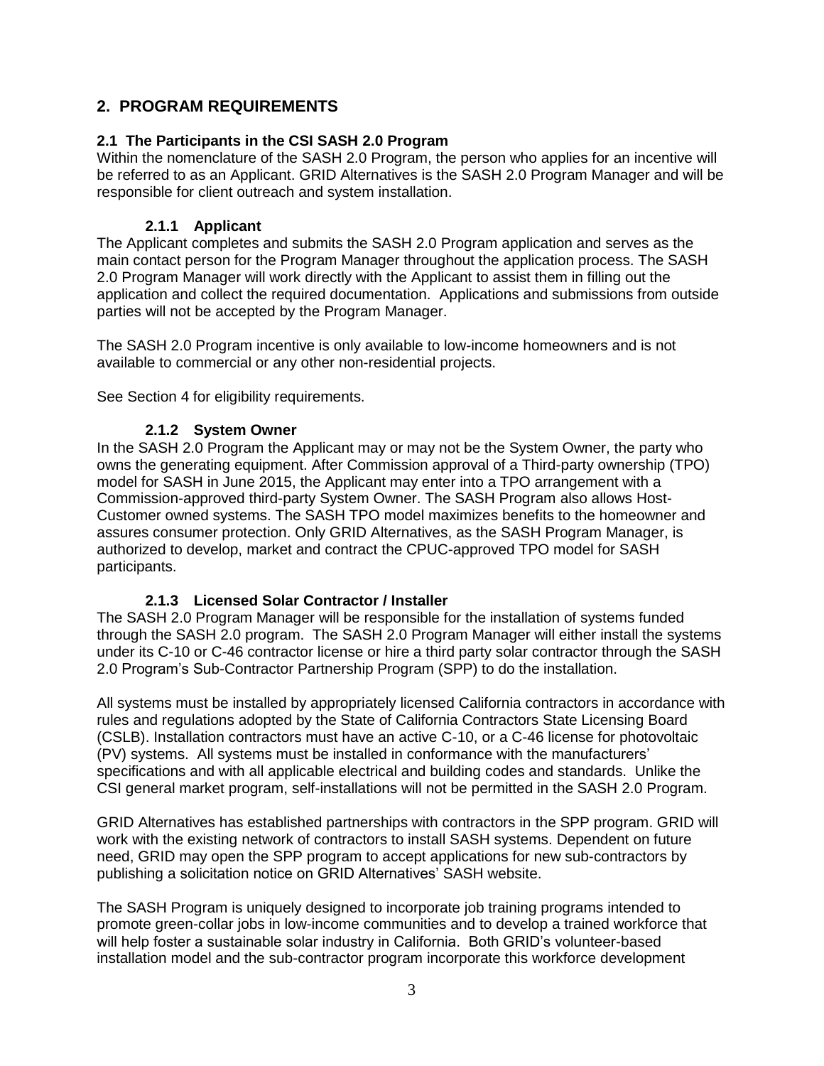## 2. PROGRAM REQUIREMENTS

### 2.1 The Participants in the CSI SASH 2.0 Program

Within the nomenclature of the SASH 2.0 Program, the person who applies for an incentive will be referred to as an Applicant. GRID Alternatives is the SASH 2.0 Program Manager and will be responsible for client outreach and system installation.

#### 2.1.1 Applicant

The Applicant completes and submits the SASH 2.0 Program application and serves as the main contact person for the Program Manager throughout the application process. The SASH 2.0 Program Manager will work directly with the Applicant to assist them in filling out the application and collect the required documentation. Applications and submissions from outside parties will not be accepted by the Program Manager.

The SASH 2.0 Program incentive is only available to low-income homeowners and is not available to commercial or any other non-residential projects.

See Section 4 for eligibility requirements.

#### 2.1.2 System Owner

In the SASH 2.0 Program the Applicant may or may not be the System Owner, the party who owns the generating equipment. After Commission approval of a Third-party ownership (TPO) model for SASH in June 2015, the Applicant may enter into a TPO arrangement with a Commission-approved third-party System Owner. The SASH Program also allows Host-Customer owned systems. The SASH TPO model maximizes benefits to the homeowner and assures consumer protection. Only GRID Alternatives, as the SASH Program Manager, is authorized to develop, market and contract the CPUC-approved TPO model for SASH participants.

#### 2.1.3 Licensed Solar Contractor / Installer

The SASH 2.0 Program Manager will be responsible for the installation of systems funded through the SASH 2.0 program. The SASH 2.0 Program Manager will either install the systems under its C-10 or C-46 contractor license or hire a third party solar contractor through the SASH 2.0 Program's Sub-Contractor Partnership Program (SPP) to do the installation.

All systems must be installed by appropriately licensed California contractors in accordance with rules and regulations adopted by the State of California Contractors State Licensing Board (CSLB). Installation contractors must have an active C-10, or a C-46 license for photovoltaic (PV) systems. All systems must be installed in conformance with the manufacturers' specifications and with all applicable electrical and building codes and standards. Unlike the CSI general market program, self-installations will not be permitted in the SASH 2.0 Program.

GRID Alternatives has established partnerships with contractors in the SPP program. GRID will work with the existing network of contractors to install SASH systems. Dependent on future need, GRID may open the SPP program to accept applications for new sub-contractors by publishing a solicitation notice on GRID Alternatives' SASH website.

The SASH Program is uniquely designed to incorporate job training programs intended to promote green-collar jobs in low-income communities and to develop a trained workforce that will help foster a sustainable solar industry in California. Both GRID's volunteer-based installation model and the sub-contractor program incorporate this workforce development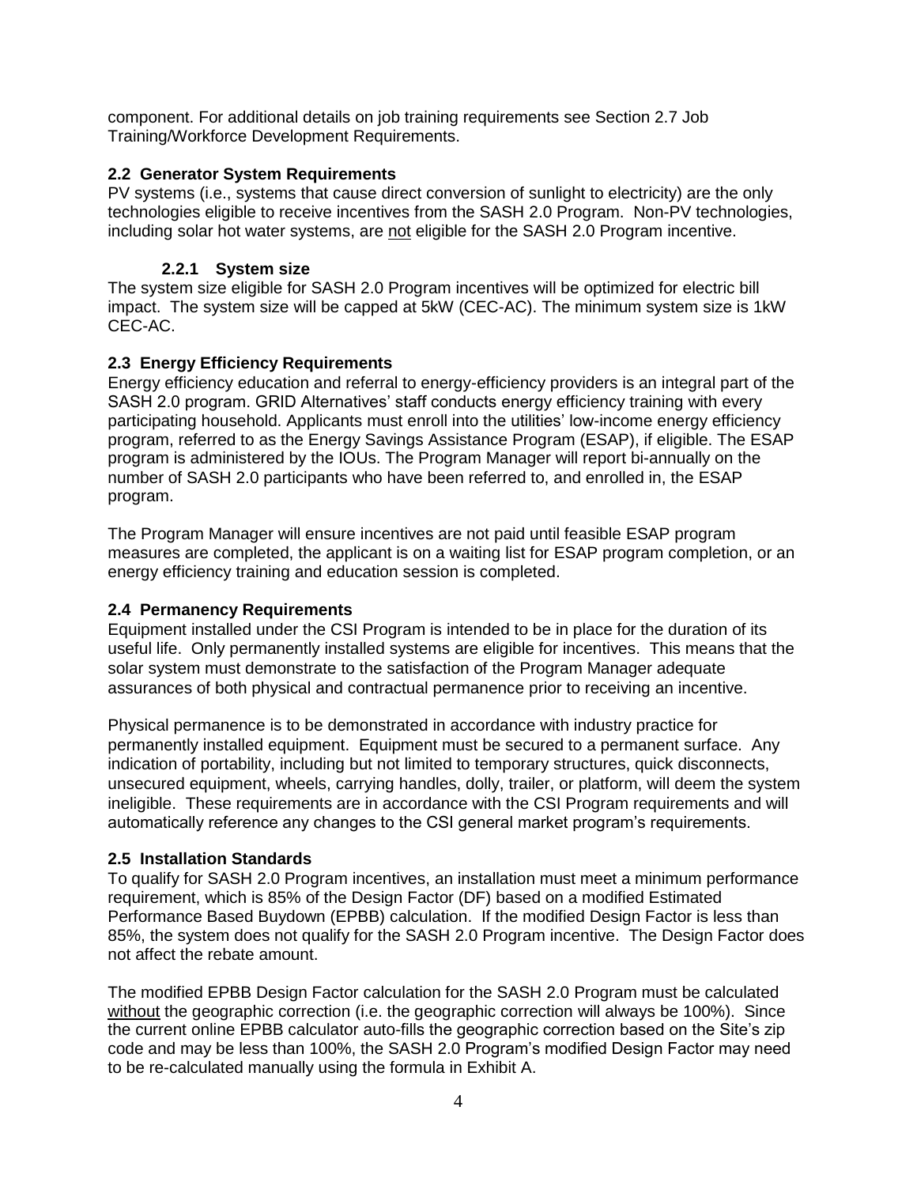component. For additional details on job training requirements see Section 2.7 Job Training/Workforce Development Requirements.

## 2.2 Generator System Requirements

PV systems (i.e., systems that cause direct conversion of sunlight to electricity) are the only technologies eligible to receive incentives from the SASH 2.0 Program. Non-PV technologies, including solar hot water systems, are not eligible for the SASH 2.0 Program incentive.

### 2.2.1 System size

The system size eligible for SASH 2.0 Program incentives will be optimized for electric bill impact. The system size will be capped at 5kW (CEC-AC). The minimum system size is 1kW CEC-AC.

## 2.3 Energy Efficiency Requirements

Energy efficiency education and referral to energy-efficiency providers is an integral part of the SASH 2.0 program. GRID Alternatives' staff conducts energy efficiency training with every participating household. Applicants must enroll into the utilities' low-income energy efficiency program, referred to as the Energy Savings Assistance Program (ESAP), if eligible. The ESAP program is administered by the IOUs. The Program Manager will report bi-annually on the number of SASH 2.0 participants who have been referred to, and enrolled in, the ESAP program.

The Program Manager will ensure incentives are not paid until feasible ESAP program measures are completed, the applicant is on a waiting list for ESAP program completion, or an energy efficiency training and education session is completed.

## 2.4 Permanency Requirements

Equipment installed under the CSI Program is intended to be in place for the duration of its useful life. Only permanently installed systems are eligible for incentives. This means that the solar system must demonstrate to the satisfaction of the Program Manager adequate assurances of both physical and contractual permanence prior to receiving an incentive.

Physical permanence is to be demonstrated in accordance with industry practice for permanently installed equipment. Equipment must be secured to a permanent surface. Any indication of portability, including but not limited to temporary structures, quick disconnects, unsecured equipment, wheels, carrying handles, dolly, trailer, or platform, will deem the system ineligible. These requirements are in accordance with the CSI Program requirements and will automatically reference any changes to the CSI general market program's requirements.

## 2.5 Installation Standards

To qualify for SASH 2.0 Program incentives, an installation must meet a minimum performance requirement, which is 85% of the Design Factor (DF) based on a modified Estimated Performance Based Buydown (EPBB) calculation. If the modified Design Factor is less than 85%, the system does not qualify for the SASH 2.0 Program incentive. The Design Factor does not affect the rebate amount.

The modified EPBB Design Factor calculation for the SASH 2.0 Program must be calculated without the geographic correction (i.e. the geographic correction will always be 100%). Since the current online EPBB calculator auto-fills the geographic correction based on the Site's zip code and may be less than 100%, the SASH 2.0 Program's modified Design Factor may need to be re-calculated manually using the formula in Exhibit A.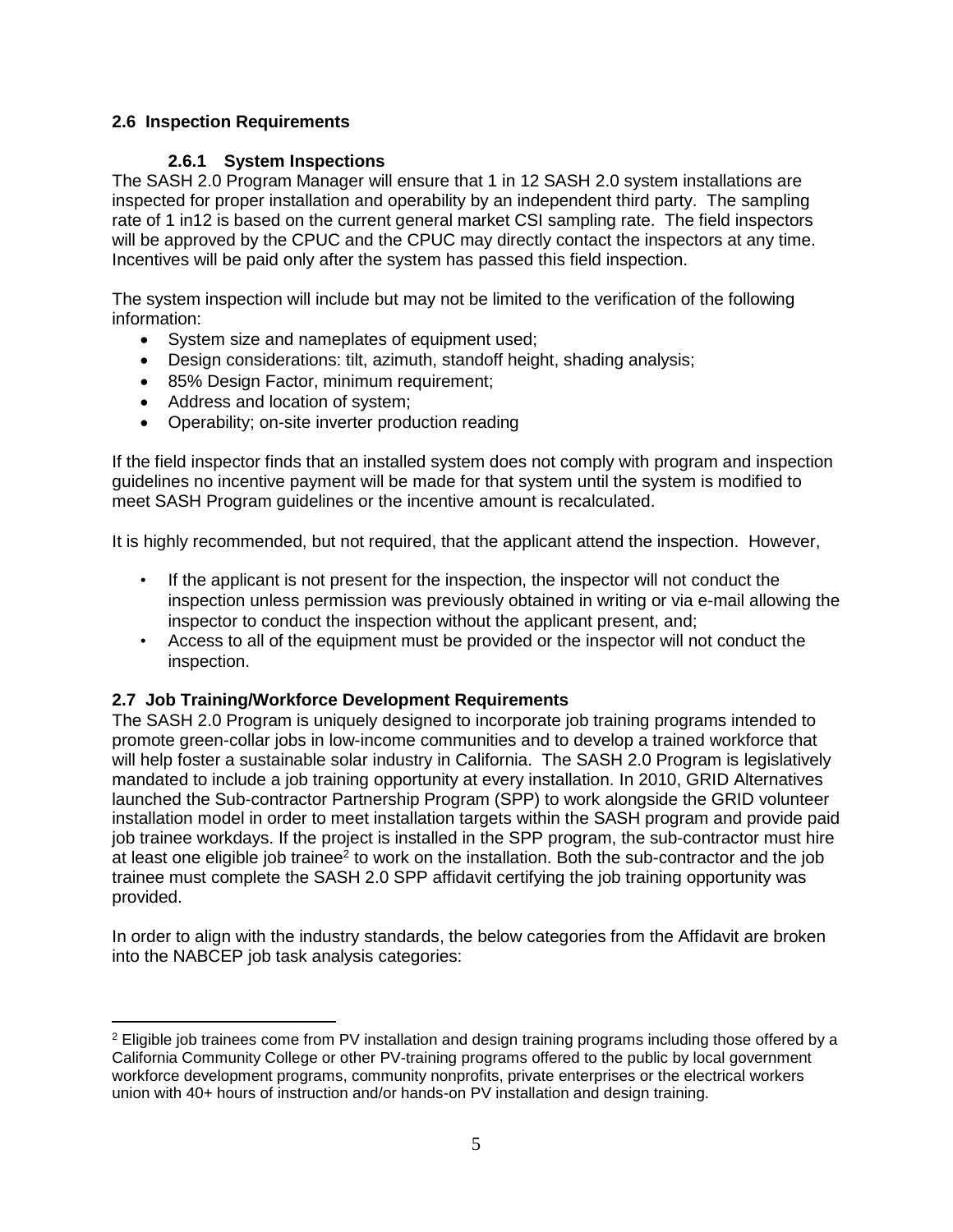## 2.6 Inspection Requirements

### 2.6.1 System Inspections

The SASH 2.0 Program Manager will ensure that 1 in 12 SASH 2.0 system installations are inspected for proper installation and operability by an independent third party. The sampling rate of 1 in12 is based on the current general market CSI sampling rate. The field inspectors will be approved by the CPUC and the CPUC may directly contact the inspectors at any time. Incentives will be paid only after the system has passed this field inspection.

The system inspection will include but may not be limited to the verification of the following information:

- System size and nameplates of equipment used;
- Design considerations: tilt, azimuth, standoff height, shading analysis;
- 85% Design Factor, minimum requirement;
- Address and location of system;
- Operability; on-site inverter production reading

If the field inspector finds that an installed system does not comply with program and inspection guidelines no incentive payment will be made for that system until the system is modified to meet SASH Program guidelines or the incentive amount is recalculated.

It is highly recommended, but not required, that the applicant attend the inspection. However,

- If the applicant is not present for the inspection, the inspector will not conduct the inspection unless permission was previously obtained in writing or via e-mail allowing the inspector to conduct the inspection without the applicant present, and;
- Access to all of the equipment must be provided or the inspector will not conduct the inspection.

## 2.7 Job Training/Workforce Development Requirements

The SASH 2.0 Program is uniquely designed to incorporate job training programs intended to promote green-collar jobs in low-income communities and to develop a trained workforce that will help foster a sustainable solar industry in California. The SASH 2.0 Program is legislatively mandated to include a job training opportunity at every installation. In 2010, GRID Alternatives launched the Sub-contractor Partnership Program (SPP) to work alongside the GRID volunteer installation model in order to meet installation targets within the SASH program and provide paid job trainee workdays. If the project is installed in the SPP program, the sub-contractor must hire at least one eligible job trainee[2] to work on the installation. Both the sub-contractor and the job trainee must complete the SASH 2.0 SPP affidavit certifying the job training opportunity was provided.

In order to align with the industry standards, the below categories from the Affidavit are broken into the NABCEP job task analysis categories:

[2] Eligible job trainees come from PV installation and design training programs including those offered by a California Community College or other PV-training programs offered to the public by local government workforce development programs, community nonprofits, private enterprises or the electrical workers union with 40+ hours of instruction and/or hands-on PV installation and design training.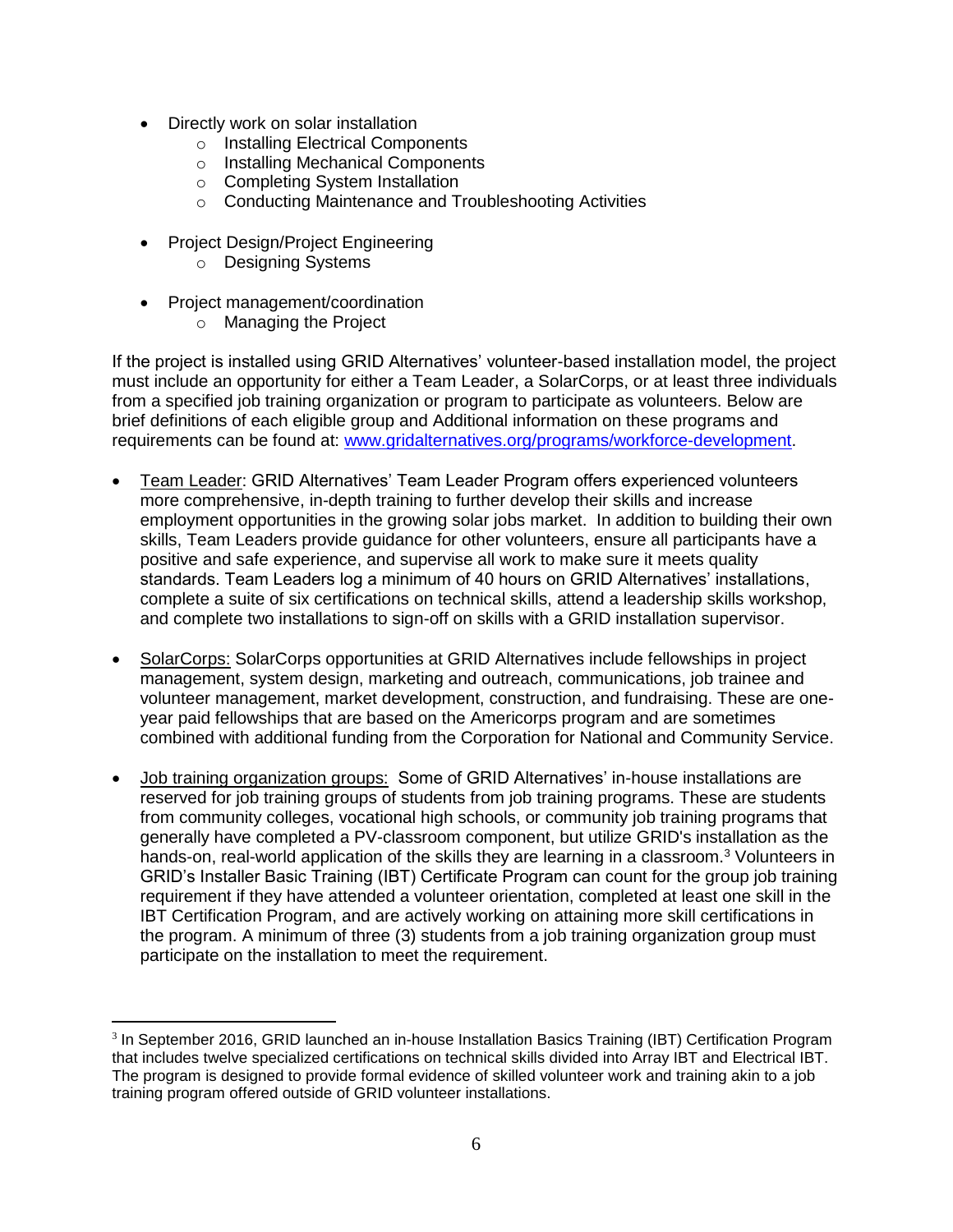- Directly work on solar installation
    - Installing Electrical Components
    - Installing Mechanical Components
    - Completing System Installation
    - Conducting Maintenance and Troubleshooting Activities

- Project Design/Project Engineering
    - Designing Systems

- Project management/coordination
    - Managing the Project

If the project is installed using GRID Alternatives' volunteer-based installation model, the project must include an opportunity for either a Team Leader, a SolarCorps, or at least three individuals from a specified job training organization or program to participate as volunteers. Below are brief definitions of each eligible group and Additional information on these programs and requirements can be found at: [www.gridalternatives.org/programs/workforce-development](www.gridalternatives.org/programs/workforce-development).

- Team Leader: GRID Alternatives' Team Leader Program offers experienced volunteers more comprehensive, in-depth training to further develop their skills and increase employment opportunities in the growing solar jobs market. In addition to building their own skills, Team Leaders provide guidance for other volunteers, ensure all participants have a positive and safe experience, and supervise all work to make sure it meets quality standards. Team Leaders log a minimum of 40 hours on GRID Alternatives' installations, complete a suite of six certifications on technical skills, attend a leadership skills workshop, and complete two installations to sign-off on skills with a GRID installation supervisor.

- SolarCorps: SolarCorps opportunities at GRID Alternatives include fellowships in project management, system design, marketing and outreach, communications, job trainee and volunteer management, market development, construction, and fundraising. These are one-year paid fellowships that are based on the Americorps program and are sometimes combined with additional funding from the Corporation for National and Community Service.

- Job training organization groups: Some of GRID Alternatives' in-house installations are reserved for job training groups of students from job training programs. These are students from community colleges, vocational high schools, or community job training programs that generally have completed a PV-classroom component, but utilize GRID's installation as the hands-on, real-world application of the skills they are learning in a classroom.[3] Volunteers in GRID's Installer Basic Training (IBT) Certificate Program can count for the group job training requirement if they have attended a volunteer orientation, completed at least one skill in the IBT Certification Program, and are actively working on attaining more skill certifications in the program. A minimum of three (3) students from a job training organization group must participate on the installation to meet the requirement.

---

[3] In September 2016, GRID launched an in-house Installation Basics Training (IBT) Certification Program that includes twelve specialized certifications on technical skills divided into Array IBT and Electrical IBT. The program is designed to provide formal evidence of skilled volunteer work and training akin to a job training program offered outside of GRID volunteer installations.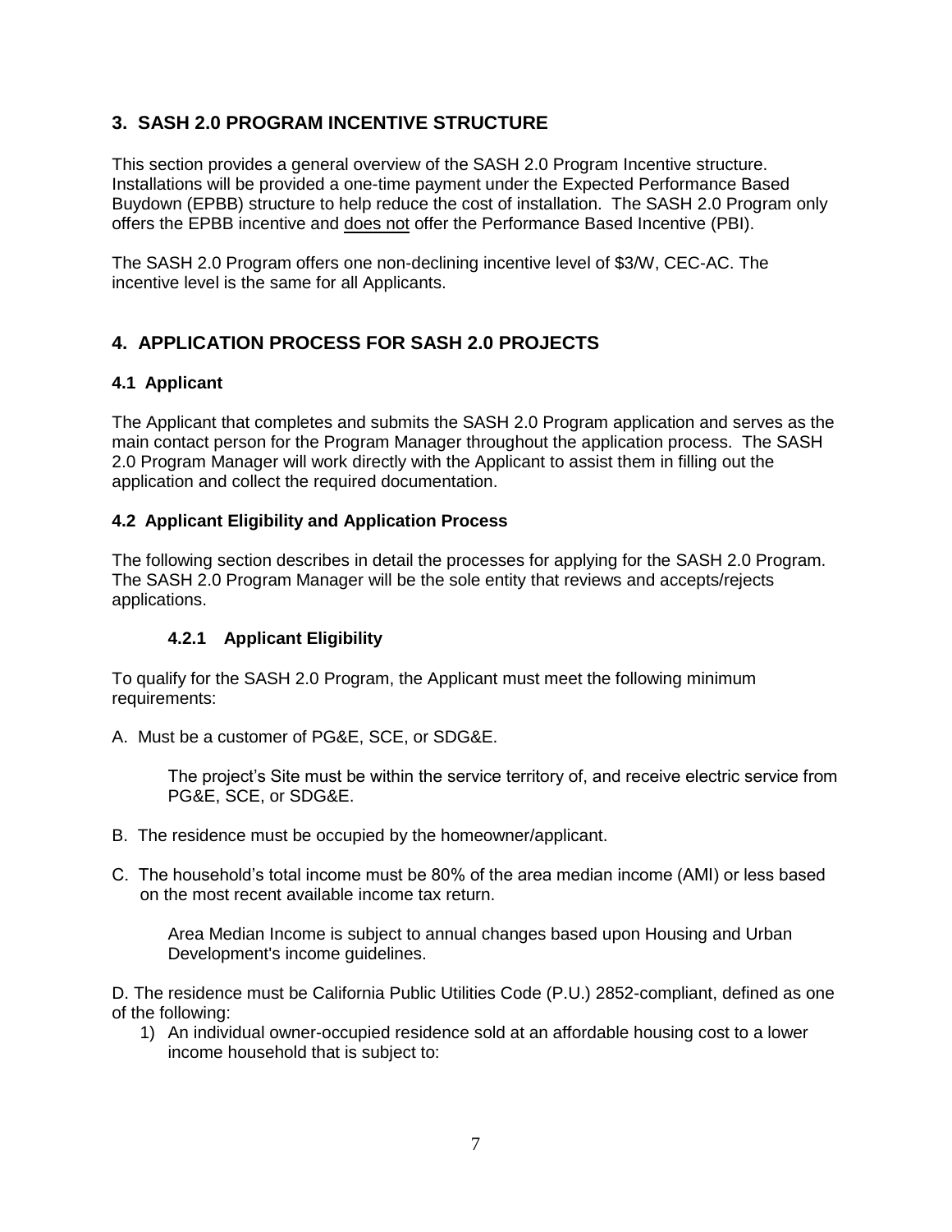## 3. SASH 2.0 PROGRAM INCENTIVE STRUCTURE

This section provides a general overview of the SASH 2.0 Program Incentive structure. Installations will be provided a one-time payment under the Expected Performance Based Buydown (EPBB) structure to help reduce the cost of installation. The SASH 2.0 Program only offers the EPBB incentive and <u>does not</u> offer the Performance Based Incentive (PBI).

The SASH 2.0 Program offers one non-declining incentive level of $3/W, CEC-AC. The incentive level is the same for all Applicants.

## 4. APPLICATION PROCESS FOR SASH 2.0 PROJECTS

### 4.1 Applicant

The Applicant that completes and submits the SASH 2.0 Program application and serves as the main contact person for the Program Manager throughout the application process. The SASH 2.0 Program Manager will work directly with the Applicant to assist them in filling out the application and collect the required documentation.

### 4.2 Applicant Eligibility and Application Process

The following section describes in detail the processes for applying for the SASH 2.0 Program. The SASH 2.0 Program Manager will be the sole entity that reviews and accepts/rejects applications.

#### 4.2.1 Applicant Eligibility

To qualify for the SASH 2.0 Program, the Applicant must meet the following minimum requirements:

A. Must be a customer of PG&E, SCE, or SDG&E.

> The project's Site must be within the service territory of, and receive electric service from PG&E, SCE, or SDG&E.

B. The residence must be occupied by the homeowner/applicant.

C. The household's total income must be 80% of the area median income (AMI) or less based on the most recent available income tax return.

> Area Median Income is subject to annual changes based upon Housing and Urban Development's income guidelines.

D. The residence must be California Public Utilities Code (P.U.) 2852-compliant, defined as one of the following:

1) An individual owner-occupied residence sold at an affordable housing cost to a lower income household that is subject to: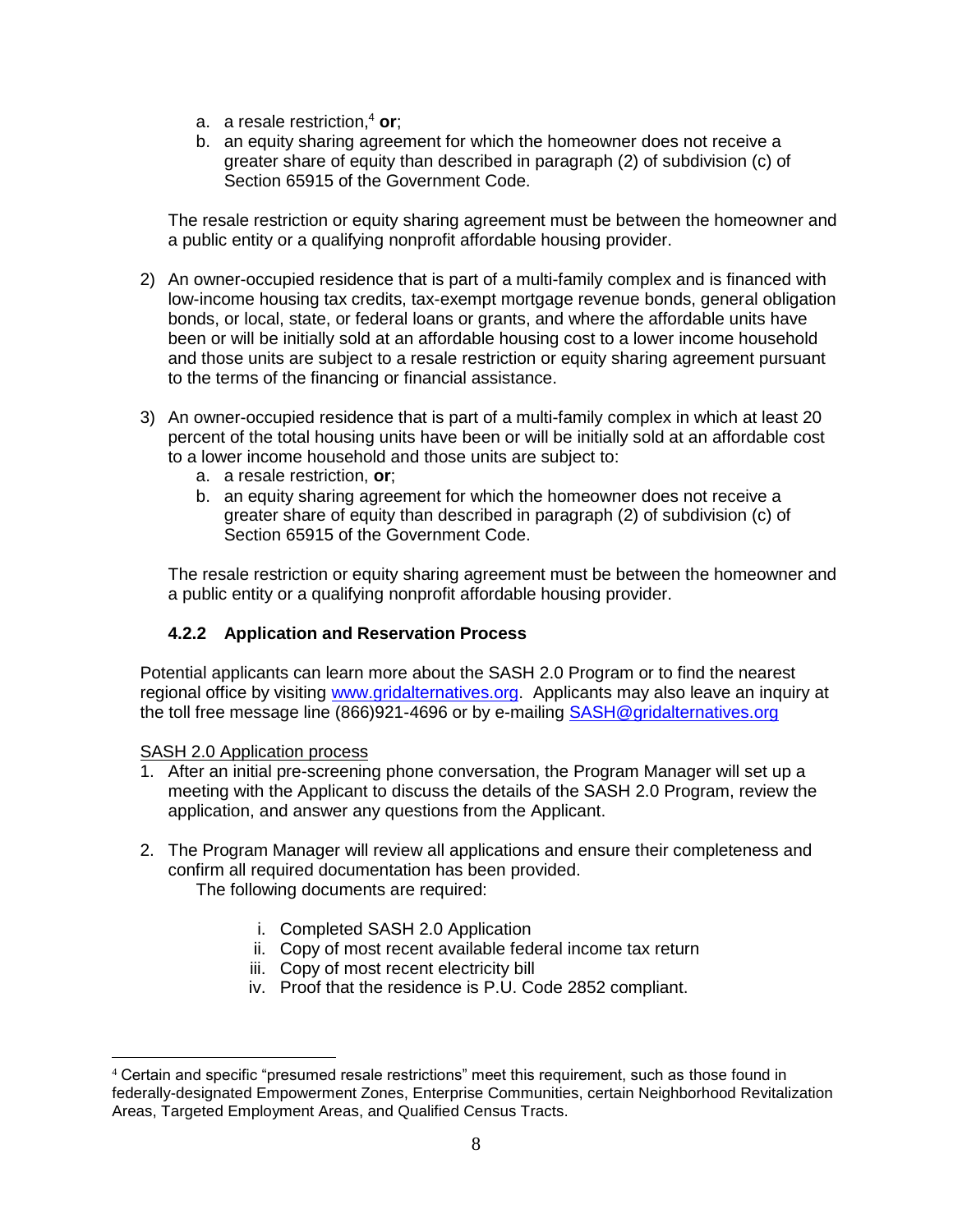a. a resale restriction,[4] **or**;
   b. an equity sharing agreement for which the homeowner does not receive a greater share of equity than described in paragraph (2) of subdivision (c) of Section 65915 of the Government Code.

   The resale restriction or equity sharing agreement must be between the homeowner and a public entity or a qualifying nonprofit affordable housing provider.

2) An owner-occupied residence that is part of a multi-family complex and is financed with low-income housing tax credits, tax-exempt mortgage revenue bonds, general obligation bonds, or local, state, or federal loans or grants, and where the affordable units have been or will be initially sold at an affordable housing cost to a lower income household and those units are subject to a resale restriction or equity sharing agreement pursuant to the terms of the financing or financial assistance.

3) An owner-occupied residence that is part of a multi-family complex in which at least 20 percent of the total housing units have been or will be initially sold at an affordable cost to a lower income household and those units are subject to:
   a. a resale restriction, **or**;
   b. an equity sharing agreement for which the homeowner does not receive a greater share of equity than described in paragraph (2) of subdivision (c) of Section 65915 of the Government Code.

   The resale restriction or equity sharing agreement must be between the homeowner and a public entity or a qualifying nonprofit affordable housing provider.

### 4.2.2 Application and Reservation Process

Potential applicants can learn more about the SASH 2.0 Program or to find the nearest regional office by visiting www.gridalternatives.org. Applicants may also leave an inquiry at the toll free message line (866)921-4696 or by e-mailing SASH@gridalternatives.org

SASH 2.0 Application process

1. After an initial pre-screening phone conversation, the Program Manager will set up a meeting with the Applicant to discuss the details of the SASH 2.0 Program, review the application, and answer any questions from the Applicant.

2. The Program Manager will review all applications and ensure their completeness and confirm all required documentation has been provided.
   The following documents are required:

   i. Completed SASH 2.0 Application
   ii. Copy of most recent available federal income tax return
   iii. Copy of most recent electricity bill
   iv. Proof that the residence is P.U. Code 2852 compliant.

[4] Certain and specific "presumed resale restrictions" meet this requirement, such as those found in federally-designated Empowerment Zones, Enterprise Communities, certain Neighborhood Revitalization Areas, Targeted Employment Areas, and Qualified Census Tracts.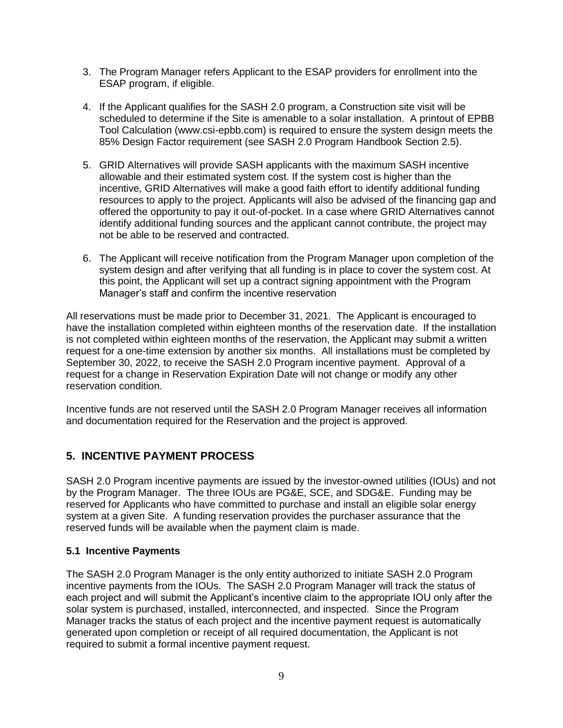3. The Program Manager refers Applicant to the ESAP providers for enrollment into the ESAP program, if eligible.

4. If the Applicant qualifies for the SASH 2.0 program, a Construction site visit will be scheduled to determine if the Site is amenable to a solar installation. A printout of EPBB Tool Calculation (www.csi-epbb.com) is required to ensure the system design meets the 85% Design Factor requirement (see SASH 2.0 Program Handbook Section 2.5).

5. GRID Alternatives will provide SASH applicants with the maximum SASH incentive allowable and their estimated system cost. If the system cost is higher than the incentive, GRID Alternatives will make a good faith effort to identify additional funding resources to apply to the project. Applicants will also be advised of the financing gap and offered the opportunity to pay it out-of-pocket. In a case where GRID Alternatives cannot identify additional funding sources and the applicant cannot contribute, the project may not be able to be reserved and contracted.

6. The Applicant will receive notification from the Program Manager upon completion of the system design and after verifying that all funding is in place to cover the system cost. At this point, the Applicant will set up a contract signing appointment with the Program Manager's staff and confirm the incentive reservation

All reservations must be made prior to December 31, 2021. The Applicant is encouraged to have the installation completed within eighteen months of the reservation date. If the installation is not completed within eighteen months of the reservation, the Applicant may submit a written request for a one-time extension by another six months. All installations must be completed by September 30, 2022, to receive the SASH 2.0 Program incentive payment. Approval of a request for a change in Reservation Expiration Date will not change or modify any other reservation condition.

Incentive funds are not reserved until the SASH 2.0 Program Manager receives all information and documentation required for the Reservation and the project is approved.

## 5. INCENTIVE PAYMENT PROCESS

SASH 2.0 Program incentive payments are issued by the investor-owned utilities (IOUs) and not by the Program Manager. The three IOUs are PG&E, SCE, and SDG&E. Funding may be reserved for Applicants who have committed to purchase and install an eligible solar energy system at a given Site. A funding reservation provides the purchaser assurance that the reserved funds will be available when the payment claim is made.

### 5.1 Incentive Payments

The SASH 2.0 Program Manager is the only entity authorized to initiate SASH 2.0 Program incentive payments from the IOUs. The SASH 2.0 Program Manager will track the status of each project and will submit the Applicant's incentive claim to the appropriate IOU only after the solar system is purchased, installed, interconnected, and inspected. Since the Program Manager tracks the status of each project and the incentive payment request is automatically generated upon completion or receipt of all required documentation, the Applicant is not required to submit a formal incentive payment request.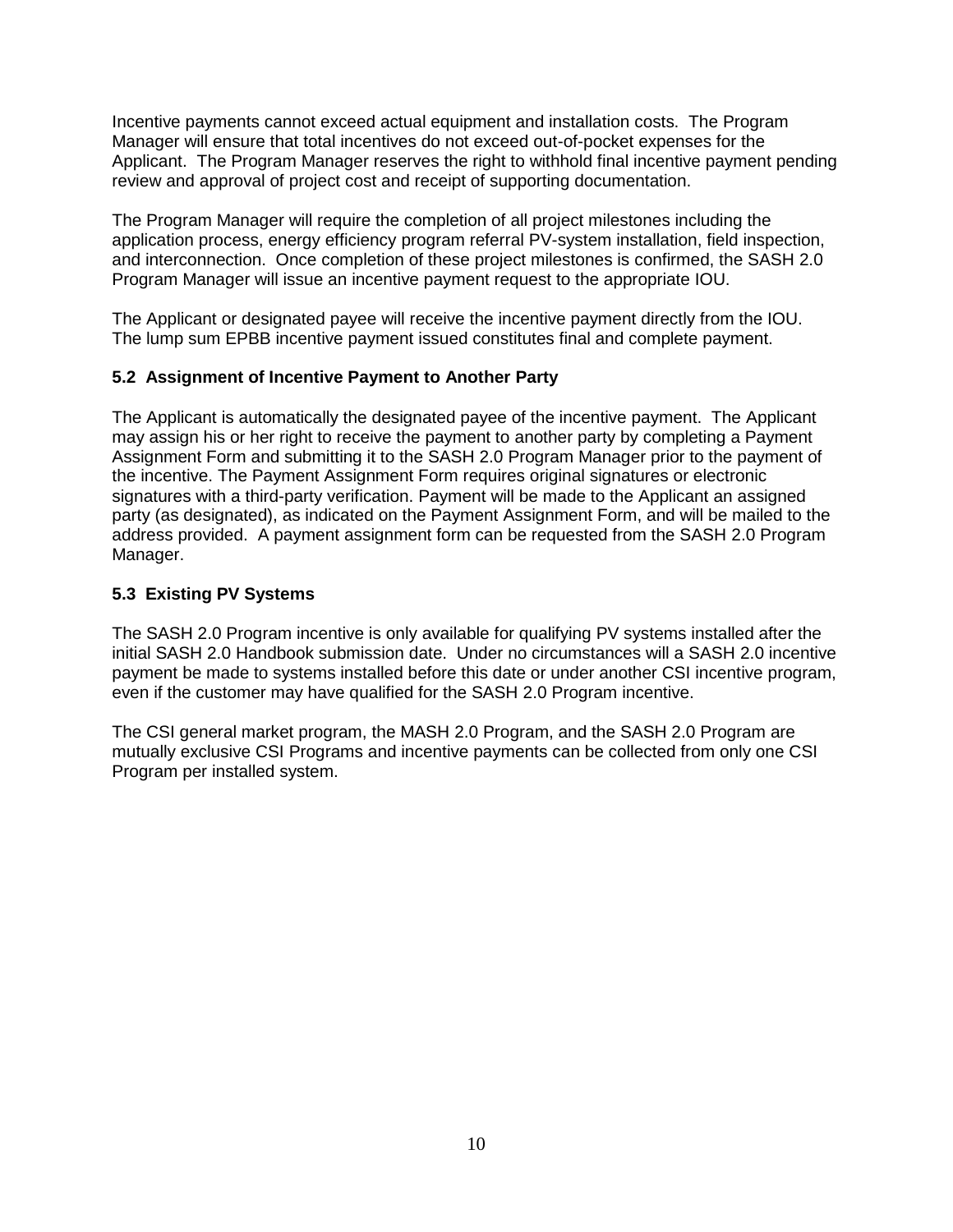Incentive payments cannot exceed actual equipment and installation costs. The Program Manager will ensure that total incentives do not exceed out-of-pocket expenses for the Applicant. The Program Manager reserves the right to withhold final incentive payment pending review and approval of project cost and receipt of supporting documentation.

The Program Manager will require the completion of all project milestones including the application process, energy efficiency program referral PV-system installation, field inspection, and interconnection. Once completion of these project milestones is confirmed, the SASH 2.0 Program Manager will issue an incentive payment request to the appropriate IOU.

The Applicant or designated payee will receive the incentive payment directly from the IOU. The lump sum EPBB incentive payment issued constitutes final and complete payment.

### 5.2 Assignment of Incentive Payment to Another Party

The Applicant is automatically the designated payee of the incentive payment. The Applicant may assign his or her right to receive the payment to another party by completing a Payment Assignment Form and submitting it to the SASH 2.0 Program Manager prior to the payment of the incentive. The Payment Assignment Form requires original signatures or electronic signatures with a third-party verification. Payment will be made to the Applicant an assigned party (as designated), as indicated on the Payment Assignment Form, and will be mailed to the address provided. A payment assignment form can be requested from the SASH 2.0 Program Manager.

### 5.3 Existing PV Systems

The SASH 2.0 Program incentive is only available for qualifying PV systems installed after the initial SASH 2.0 Handbook submission date. Under no circumstances will a SASH 2.0 incentive payment be made to systems installed before this date or under another CSI incentive program, even if the customer may have qualified for the SASH 2.0 Program incentive.

The CSI general market program, the MASH 2.0 Program, and the SASH 2.0 Program are mutually exclusive CSI Programs and incentive payments can be collected from only one CSI Program per installed system.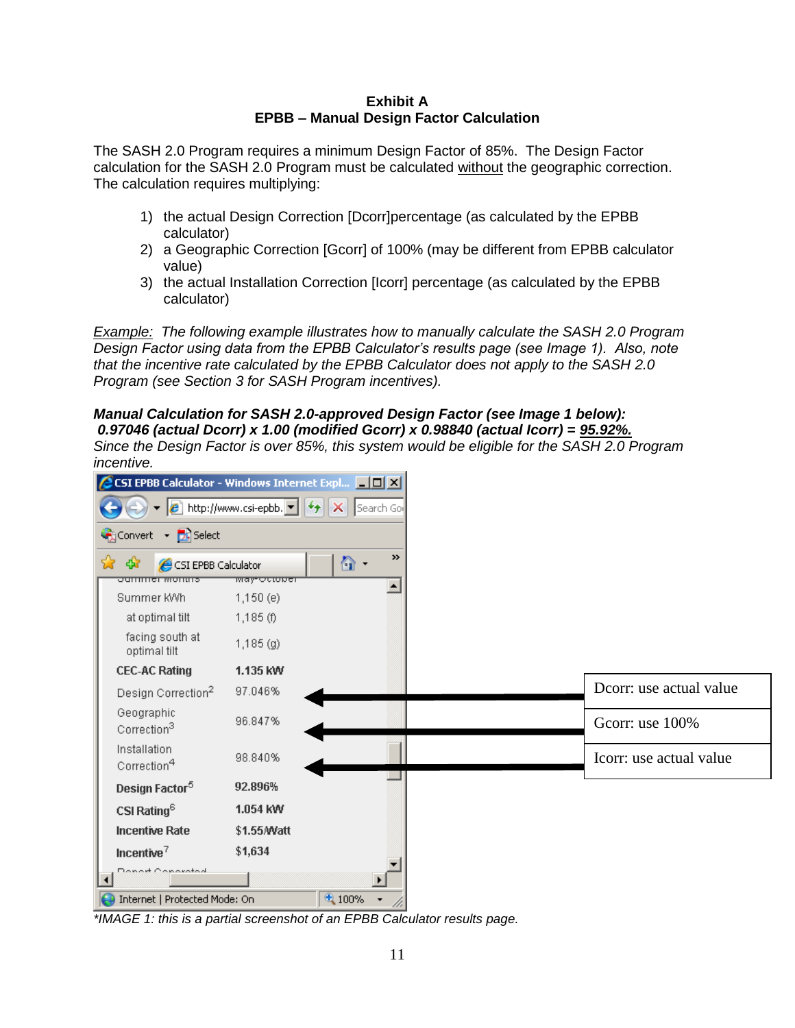**Exhibit A**
**EPBB – Manual Design Factor Calculation**

The SASH 2.0 Program requires a minimum Design Factor of 85%. The Design Factor calculation for the SASH 2.0 Program must be calculated without the geographic correction. The calculation requires multiplying:

1) the actual Design Correction [Dcorr]percentage (as calculated by the EPBB calculator)
2) a Geographic Correction [Gcorr] of 100% (may be different from EPBB calculator value)
3) the actual Installation Correction [Icorr] percentage (as calculated by the EPBB calculator)

*Example: The following example illustrates how to manually calculate the SASH 2.0 Program Design Factor using data from the EPBB Calculator's results page (see Image 1). Also, note that the incentive rate calculated by the EPBB Calculator does not apply to the SASH 2.0 Program (see Section 3 for SASH Program incentives).*

***Manual Calculation for SASH 2.0-approved Design Factor (see Image 1 below):***
***0.97046 (actual Dcorr) x 1.00 (modified Gcorr) x 0.98840 (actual Icorr) = 95.92%.***
*Since the Design Factor is over 85%, this system would be eligible for the SASH 2.0 Program incentive.*

CSI EPBB Calculator - Windows Internet Expl...

Summer kWh 1,150 (e)
at optimal tilt 1,185 (f)
facing south at optimal tilt 1,185 (g)
CEC-AC Rating 1.135 kW
Design Correction[2] 97.046%
Geographic Correction[3] 96.847%
Installation Correction[4] 98.840%
Design Factor[5] 92.896%
CSI Rating[6] 1.054 kW
Incentive Rate $1.55/Watt
Incentive[7] $1,634

Dcorr: use actual value
Gcorr: use 100%
Icorr: use actual value

*\*IMAGE 1: this is a partial screenshot of an EPBB Calculator results page.*